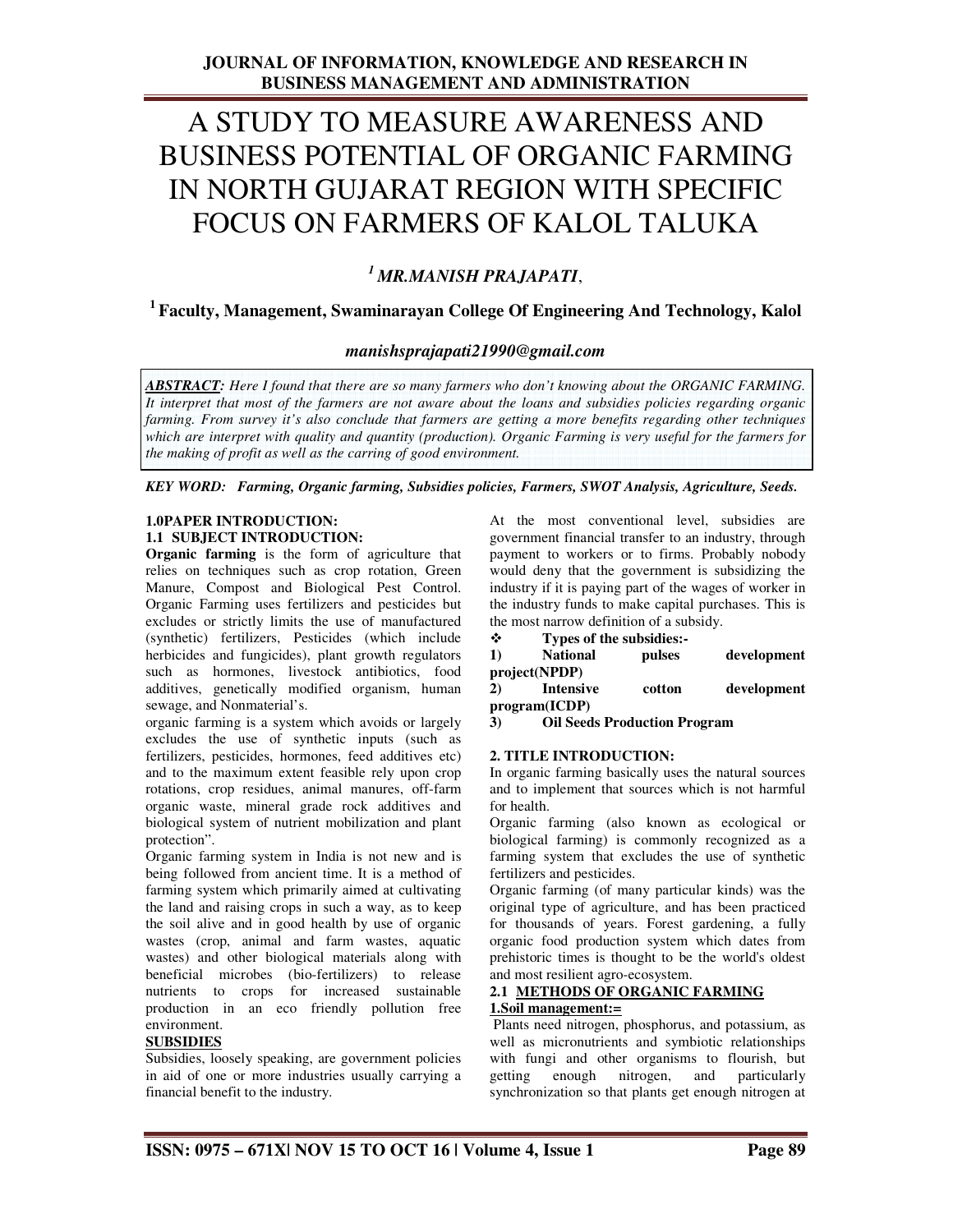# A STUDY TO MEASURE AWARENESS AND BUSINESS POTENTIAL OF ORGANIC FARMING IN NORTH GUJARAT REGION WITH SPECIFIC FOCUS ON FARMERS OF KALOL TALUKA

*[1] MR.MANISH PRAJAPATI*,

**[1] Faculty, Management, Swaminarayan College Of Engineering And Technology, Kalol**

*manishsprajapati21990@gmail.com*

***ABSTRACT:*** *Here I found that there are so many farmers who don't knowing about the ORGANIC FARMING. It interpret that most of the farmers are not aware about the loans and subsidies policies regarding organic farming. From survey it's also conclude that farmers are getting a more benefits regarding other techniques which are interpret with quality and quantity (production). Organic Farming is very useful for the farmers for the making of profit as well as the carring of good environment.*

***KEY WORD:** Farming, Organic farming, Subsidies policies, Farmers, SWOT Analysis, Agriculture, Seeds.*

## 1.0PAPER INTRODUCTION:

### 1.1 SUBJECT INTRODUCTION:

**Organic farming** is the form of agriculture that relies on techniques such as crop rotation, Green Manure, Compost and Biological Pest Control. Organic Farming uses fertilizers and pesticides but excludes or strictly limits the use of manufactured (synthetic) fertilizers, Pesticides (which include herbicides and fungicides), plant growth regulators such as hormones, livestock antibiotics, food additives, genetically modified organism, human sewage, and Nonmaterial's.

organic farming is a system which avoids or largely excludes the use of synthetic inputs (such as fertilizers, pesticides, hormones, feed additives etc) and to the maximum extent feasible rely upon crop rotations, crop residues, animal manures, off-farm organic waste, mineral grade rock additives and biological system of nutrient mobilization and plant protection".

Organic farming system in India is not new and is being followed from ancient time. It is a method of farming system which primarily aimed at cultivating the land and raising crops in such a way, as to keep the soil alive and in good health by use of organic wastes (crop, animal and farm wastes, aquatic wastes) and other biological materials along with beneficial microbes (bio-fertilizers) to release nutrients to crops for increased sustainable production in an eco friendly pollution free environment.

**SUBSIDIES**

Subsidies, loosely speaking, are government policies in aid of one or more industries usually carrying a financial benefit to the industry.

At the most conventional level, subsidies are government financial transfer to an industry, through payment to workers or to firms. Probably nobody would deny that the government is subsidizing the industry if it is paying part of the wages of worker in the industry funds to make capital purchases. This is the most narrow definition of a subsidy.

- **Types of the subsidies:-**

1) **National pulses development project(NPDP)**
2) **Intensive cotton development program(ICDP)**
3) **Oil Seeds Production Program**

## 2. TITLE INTRODUCTION:

In organic farming basically uses the natural sources and to implement that sources which is not harmful for health.

Organic farming (also known as ecological or biological farming) is commonly recognized as a farming system that excludes the use of synthetic fertilizers and pesticides.

Organic farming (of many particular kinds) was the original type of agriculture, and has been practiced for thousands of years. Forest gardening, a fully organic food production system which dates from prehistoric times is thought to be the world's oldest and most resilient agro-ecosystem.

### 2.1 METHODS OF ORGANIC FARMING

**1.Soil management:=**

Plants need nitrogen, phosphorus, and potassium, as well as micronutrients and symbiotic relationships with fungi and other organisms to flourish, but getting enough nitrogen, and particularly synchronization so that plants get enough nitrogen at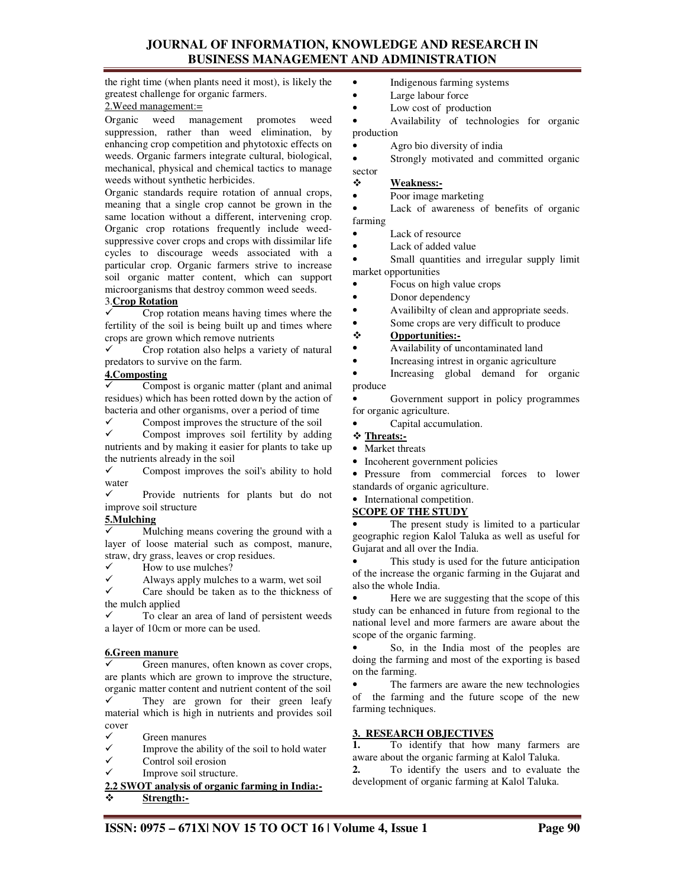the right time (when plants need it most), is likely the greatest challenge for organic farmers.

2.Weed management:=

Organic weed management promotes weed suppression, rather than weed elimination, by enhancing crop competition and phytotoxic effects on weeds. Organic farmers integrate cultural, biological, mechanical, physical and chemical tactics to manage weeds without synthetic herbicides.

Organic standards require rotation of annual crops, meaning that a single crop cannot be grown in the same location without a different, intervening crop. Organic crop rotations frequently include weed-suppressive cover crops and crops with dissimilar life cycles to discourage weeds associated with a particular crop. Organic farmers strive to increase soil organic matter content, which can support microorganisms that destroy common weed seeds.

3.**Crop Rotation**

- ✓ Crop rotation means having times where the fertility of the soil is being built up and times where crops are grown which remove nutrients
- ✓ Crop rotation also helps a variety of natural predators to survive on the farm.

**4.Composting**

- ✓ Compost is organic matter (plant and animal residues) which has been rotted down by the action of bacteria and other organisms, over a period of time
- ✓ Compost improves the structure of the soil
- ✓ Compost improves soil fertility by adding nutrients and by making it easier for plants to take up the nutrients already in the soil
- ✓ Compost improves the soil's ability to hold water
- ✓ Provide nutrients for plants but do not improve soil structure

**5.Mulching**

- ✓ Mulching means covering the ground with a layer of loose material such as compost, manure, straw, dry grass, leaves or crop residues.
- ✓ How to use mulches?
- ✓ Always apply mulches to a warm, wet soil
- ✓ Care should be taken as to the thickness of the mulch applied
- ✓ To clear an area of land of persistent weeds a layer of 10cm or more can be used.

**6.Green manure**

- ✓ Green manures, often known as cover crops, are plants which are grown to improve the structure, organic matter content and nutrient content of the soil
- ✓ They are grown for their green leafy material which is high in nutrients and provides soil cover
- ✓ Green manures
- ✓ Improve the ability of the soil to hold water
- ✓ Control soil erosion
- ✓ Improve soil structure.

**2.2 SWOT analysis of organic farming in India:-**

❖ **Strength:-**

- Indigenous farming systems
- Large labour force
- Low cost of production
- Availability of technologies for organic production
- Agro bio diversity of india
- Strongly motivated and committed organic sector

❖ **Weakness:-**

- Poor image marketing
- Lack of awareness of benefits of organic farming
- Lack of resource
- Lack of added value
- Small quantities and irregular supply limit market opportunities
- Focus on high value crops
- Donor dependency
- Availibilty of clean and appropriate seeds.
- Some crops are very difficult to produce

❖ **Opportunities:-**

- Availability of uncontaminated land
- Increasing intrest in organic agriculture
- Increasing global demand for organic produce
- Government support in policy programmes for organic agriculture.
- Capital accumulation.

❖ **Threats:-**

- Market threats
- Incoherent government policies
- Pressure from commercial forces to lower standards of organic agriculture.
- International competition.

**SCOPE OF THE STUDY**

- The present study is limited to a particular geographic region Kalol Taluka as well as useful for Gujarat and all over the India.
- This study is used for the future anticipation of the increase the organic farming in the Gujarat and also the whole India.
- Here we are suggesting that the scope of this study can be enhanced in future from regional to the national level and more farmers are aware about the scope of the organic farming.
- So, in the India most of the peoples are doing the farming and most of the exporting is based on the farming.
- The farmers are aware the new technologies of the farming and the future scope of the new farming techniques.

**3. RESEARCH OBJECTIVES**

**1.** To identify that how many farmers are aware about the organic farming at Kalol Taluka.

**2.** To identify the users and to evaluate the development of organic farming at Kalol Taluka.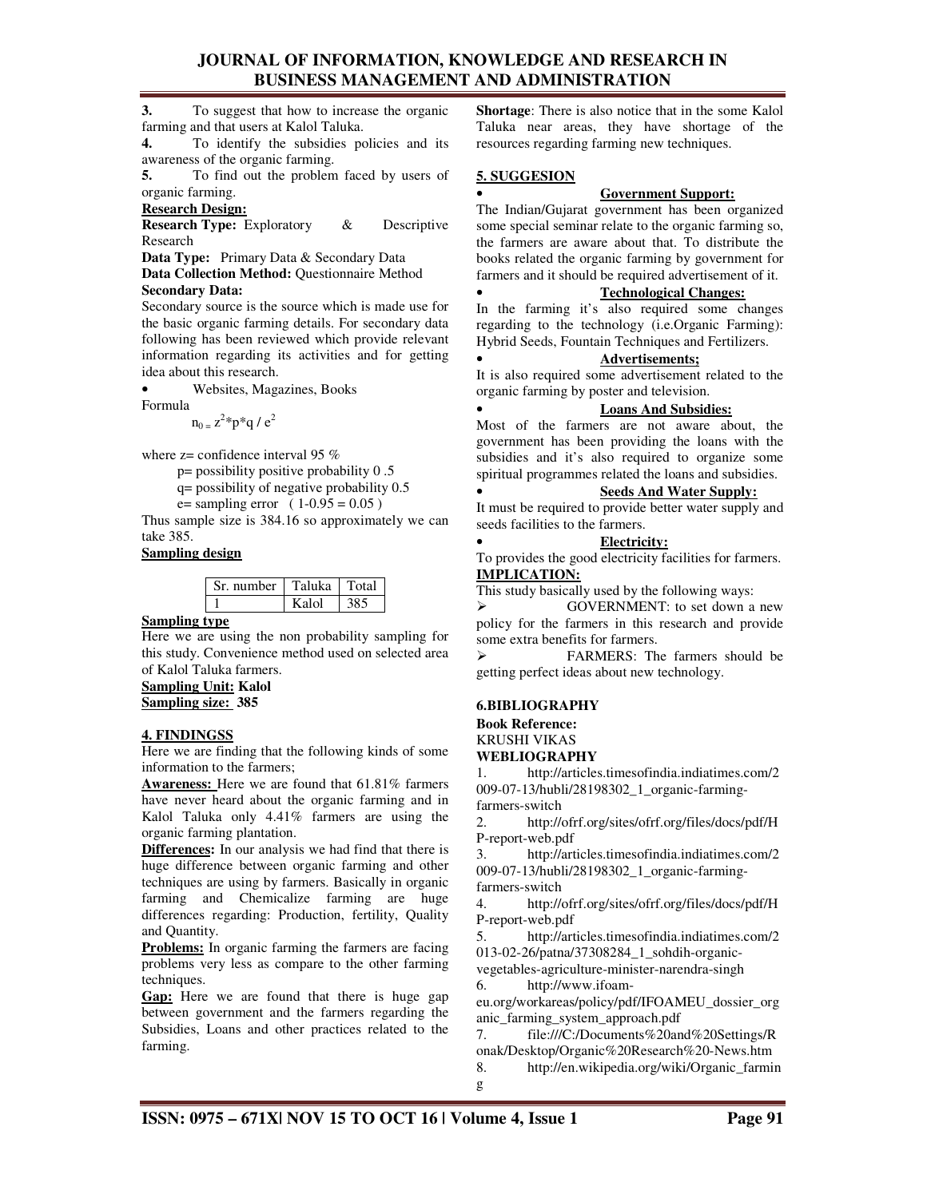**3.** To suggest that how to increase the organic farming and that users at Kalol Taluka.

**4.** To identify the subsidies policies and its awareness of the organic farming.

**5.** To find out the problem faced by users of organic farming.

**Research Design:**

**Research Type:** Exploratory & Descriptive Research

**Data Type:** Primary Data & Secondary Data

**Data Collection Method:** Questionnaire Method

**Secondary Data:**

Secondary source is the source which is made use for the basic organic farming details. For secondary data following has been reviewed which provide relevant information regarding its activities and for getting idea about this research.

- Websites, Magazines, Books

Formula

$$n_0 = z^2 * p * q / e^2$$

where z= confidence interval 95 %

p= possibility positive probability 0 .5

q= possibility of negative probability 0.5

e= sampling error ( 1-0.95 = 0.05 )

Thus sample size is 384.16 so approximately we can take 385.

**Sampling design**

| Sr. number | Taluka | Total |
|---|---|---|
| 1 | Kalol | 385 |

**Sampling type**

Here we are using the non probability sampling for this study. Convenience method used on selected area of Kalol Taluka farmers.

**Sampling Unit: Kalol**

**Sampling size: 385**

## 4. FINDINGSS

Here we are finding that the following kinds of some information to the farmers;

**Awareness:** Here we are found that 61.81% farmers have never heard about the organic farming and in Kalol Taluka only 4.41% farmers are using the organic farming plantation.

**Differences:** In our analysis we had find that there is huge difference between organic farming and other techniques are using by farmers. Basically in organic farming and Chemicalize farming are huge differences regarding: Production, fertility, Quality and Quantity.

**Problems:** In organic farming the farmers are facing problems very less as compare to the other farming techniques.

**Gap:** Here we are found that there is huge gap between government and the farmers regarding the Subsidies, Loans and other practices related to the farming.

**Shortage**: There is also notice that in the some Kalol Taluka near areas, they have shortage of the resources regarding farming new techniques.

## 5. SUGGESION

- **Government Support:**

The Indian/Gujarat government has been organized some special seminar relate to the organic farming so, the farmers are aware about that. To distribute the books related the organic farming by government for farmers and it should be required advertisement of it.

- **Technological Changes:**

In the farming it's also required some changes regarding to the technology (i.e.Organic Farming): Hybrid Seeds, Fountain Techniques and Fertilizers.

- **Advertisements;**

It is also required some advertisement related to the organic farming by poster and television.

- **Loans And Subsidies:**

Most of the farmers are not aware about, the government has been providing the loans with the subsidies and it's also required to organize some spiritual programmes related the loans and subsidies.

- **Seeds And Water Supply:**

It must be required to provide better water supply and seeds facilities to the farmers.

- **Electricity:**

To provides the good electricity facilities for farmers.

**IMPLICATION:**

This study basically used by the following ways:

- GOVERNMENT: to set down a new policy for the farmers in this research and provide some extra benefits for farmers.
- FARMERS: The farmers should be getting perfect ideas about new technology.

## 6.BIBLIOGRAPHY

**Book Reference:**

KRUSHI VIKAS

**WEBLIOGRAPHY**

1. http://articles.timesofindia.indiatimes.com/2009-07-13/hubli/28198302_1_organic-farming-farmers-switch
2. http://ofrf.org/sites/ofrf.org/files/docs/pdf/HP-report-web.pdf
3. http://articles.timesofindia.indiatimes.com/2009-07-13/hubli/28198302_1_organic-farming-farmers-switch
4. http://ofrf.org/sites/ofrf.org/files/docs/pdf/HP-report-web.pdf
5. http://articles.timesofindia.indiatimes.com/2013-02-26/patna/37308284_1_sohdih-organic-vegetables-agriculture-minister-narendra-singh
6. http://www.ifoam-eu.org/workareas/policy/pdf/IFOAMEU_dossier_organic_farming_system_approach.pdf
7. file:///C:/Documents%20and%20Settings/Ronak/Desktop/Organic%20Research%20-News.htm
8. http://en.wikipedia.org/wiki/Organic_farming